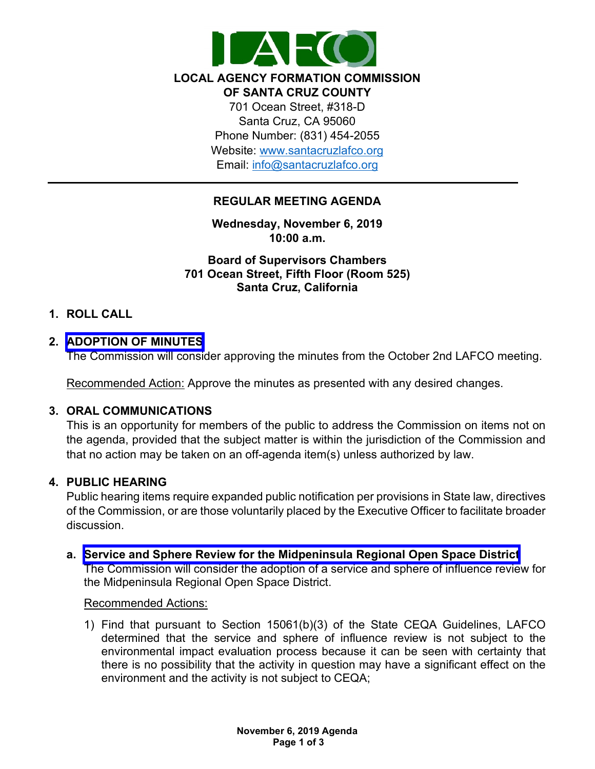**LAFCO**

**LOCAL AGENCY FORMATION COMMISSION**
**OF SANTA CRUZ COUNTY**

701 Ocean Street, #318-D
Santa Cruz, CA 95060
Phone Number: (831) 454-2055
Website: www.santacruzlafco.org
Email: info@santacruzlafco.org

---

## REGULAR MEETING AGENDA

**Wednesday, November 6, 2019**
**10:00 a.m.**

**Board of Supervisors Chambers**
**701 Ocean Street, Fifth Floor (Room 525)**
**Santa Cruz, California**

### 1. ROLL CALL

### 2. ADOPTION OF MINUTES

The Commission will consider approving the minutes from the October 2nd LAFCO meeting.

Recommended Action: Approve the minutes as presented with any desired changes.

### 3. ORAL COMMUNICATIONS

This is an opportunity for members of the public to address the Commission on items not on the agenda, provided that the subject matter is within the jurisdiction of the Commission and that no action may be taken on an off-agenda item(s) unless authorized by law.

### 4. PUBLIC HEARING

Public hearing items require expanded public notification per provisions in State law, directives of the Commission, or are those voluntarily placed by the Executive Officer to facilitate broader discussion.

**a. Service and Sphere Review for the Midpeninsula Regional Open Space District**

The Commission will consider the adoption of a service and sphere of influence review for the Midpeninsula Regional Open Space District.

Recommended Actions:

1) Find that pursuant to Section 15061(b)(3) of the State CEQA Guidelines, LAFCO determined that the service and sphere of influence review is not subject to the environmental impact evaluation process because it can be seen with certainty that there is no possibility that the activity in question may have a significant effect on the environment and the activity is not subject to CEQA;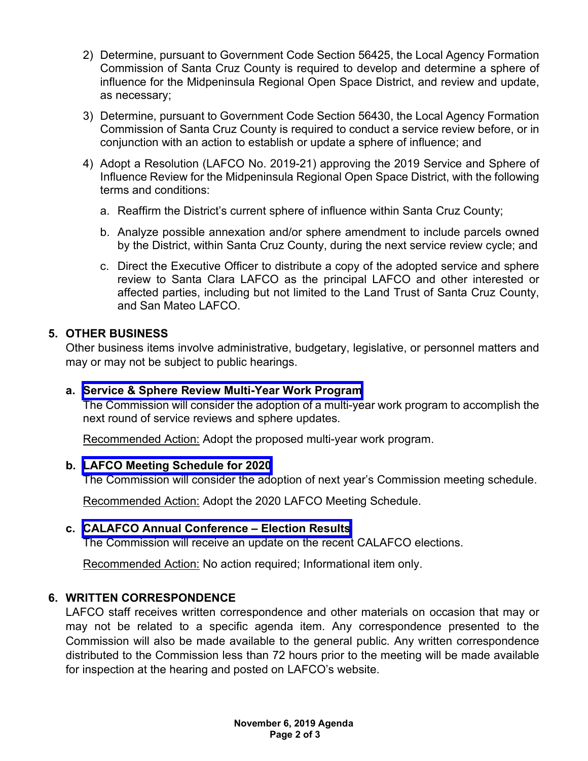2) Determine, pursuant to Government Code Section 56425, the Local Agency Formation Commission of Santa Cruz County is required to develop and determine a sphere of influence for the Midpeninsula Regional Open Space District, and review and update, as necessary;

3) Determine, pursuant to Government Code Section 56430, the Local Agency Formation Commission of Santa Cruz County is required to conduct a service review before, or in conjunction with an action to establish or update a sphere of influence; and

4) Adopt a Resolution (LAFCO No. 2019-21) approving the 2019 Service and Sphere of Influence Review for the Midpeninsula Regional Open Space District, with the following terms and conditions:

   a. Reaffirm the District's current sphere of influence within Santa Cruz County;

   b. Analyze possible annexation and/or sphere amendment to include parcels owned by the District, within Santa Cruz County, during the next service review cycle; and

   c. Direct the Executive Officer to distribute a copy of the adopted service and sphere review to Santa Clara LAFCO as the principal LAFCO and other interested or affected parties, including but not limited to the Land Trust of Santa Cruz County, and San Mateo LAFCO.

## 5. OTHER BUSINESS

Other business items involve administrative, budgetary, legislative, or personnel matters and may or may not be subject to public hearings.

### a. Service & Sphere Review Multi-Year Work Program

The Commission will consider the adoption of a multi-year work program to accomplish the next round of service reviews and sphere updates.

Recommended Action: Adopt the proposed multi-year work program.

### b. LAFCO Meeting Schedule for 2020

The Commission will consider the adoption of next year's Commission meeting schedule.

Recommended Action: Adopt the 2020 LAFCO Meeting Schedule.

### c. CALAFCO Annual Conference – Election Results

The Commission will receive an update on the recent CALAFCO elections.

Recommended Action: No action required; Informational item only.

## 6. WRITTEN CORRESPONDENCE

LAFCO staff receives written correspondence and other materials on occasion that may or may not be related to a specific agenda item. Any correspondence presented to the Commission will also be made available to the general public. Any written correspondence distributed to the Commission less than 72 hours prior to the meeting will be made available for inspection at the hearing and posted on LAFCO's website.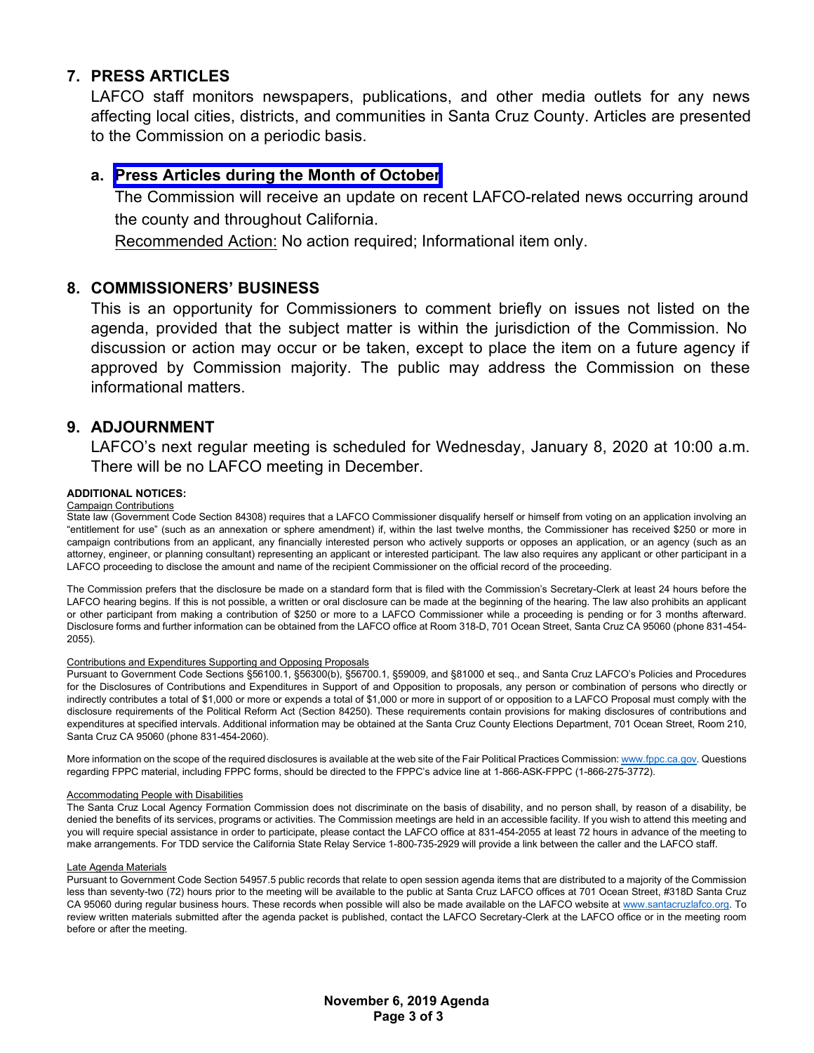## 7. PRESS ARTICLES

LAFCO staff monitors newspapers, publications, and other media outlets for any news affecting local cities, districts, and communities in Santa Cruz County. Articles are presented to the Commission on a periodic basis.

### a. Press Articles during the Month of October

The Commission will receive an update on recent LAFCO-related news occurring around the county and throughout California.

Recommended Action: No action required; Informational item only.

## 8. COMMISSIONERS' BUSINESS

This is an opportunity for Commissioners to comment briefly on issues not listed on the agenda, provided that the subject matter is within the jurisdiction of the Commission. No discussion or action may occur or be taken, except to place the item on a future agency if approved by Commission majority. The public may address the Commission on these informational matters.

## 9. ADJOURNMENT

LAFCO's next regular meeting is scheduled for Wednesday, January 8, 2020 at 10:00 a.m. There will be no LAFCO meeting in December.

**ADDITIONAL NOTICES:**

Campaign Contributions

State law (Government Code Section 84308) requires that a LAFCO Commissioner disqualify herself or himself from voting on an application involving an "entitlement for use" (such as an annexation or sphere amendment) if, within the last twelve months, the Commissioner has received $250 or more in campaign contributions from an applicant, any financially interested person who actively supports or opposes an application, or an agency (such as an attorney, engineer, or planning consultant) representing an applicant or interested participant. The law also requires any applicant or other participant in a LAFCO proceeding to disclose the amount and name of the recipient Commissioner on the official record of the proceeding.

The Commission prefers that the disclosure be made on a standard form that is filed with the Commission's Secretary-Clerk at least 24 hours before the LAFCO hearing begins. If this is not possible, a written or oral disclosure can be made at the beginning of the hearing. The law also prohibits an applicant or other participant from making a contribution of $250 or more to a LAFCO Commissioner while a proceeding is pending or for 3 months afterward. Disclosure forms and further information can be obtained from the LAFCO office at Room 318-D, 701 Ocean Street, Santa Cruz CA 95060 (phone 831-454-2055).

Contributions and Expenditures Supporting and Opposing Proposals

Pursuant to Government Code Sections §56100.1, §56300(b), §56700.1, §59009, and §81000 et seq., and Santa Cruz LAFCO's Policies and Procedures for the Disclosures of Contributions and Expenditures in Support of and Opposition to proposals, any person or combination of persons who directly or indirectly contributes a total of $1,000 or more or expends a total of $1,000 or more in support of or opposition to a LAFCO Proposal must comply with the disclosure requirements of the Political Reform Act (Section 84250). These requirements contain provisions for making disclosures of contributions and expenditures at specified intervals. Additional information may be obtained at the Santa Cruz County Elections Department, 701 Ocean Street, Room 210, Santa Cruz CA 95060 (phone 831-454-2060).

More information on the scope of the required disclosures is available at the web site of the Fair Political Practices Commission: www.fppc.ca.gov. Questions regarding FPPC material, including FPPC forms, should be directed to the FPPC's advice line at 1-866-ASK-FPPC (1-866-275-3772).

Accommodating People with Disabilities

The Santa Cruz Local Agency Formation Commission does not discriminate on the basis of disability, and no person shall, by reason of a disability, be denied the benefits of its services, programs or activities. The Commission meetings are held in an accessible facility. If you wish to attend this meeting and you will require special assistance in order to participate, please contact the LAFCO office at 831-454-2055 at least 72 hours in advance of the meeting to make arrangements. For TDD service the California State Relay Service 1-800-735-2929 will provide a link between the caller and the LAFCO staff.

Late Agenda Materials

Pursuant to Government Code Section 54957.5 public records that relate to open session agenda items that are distributed to a majority of the Commission less than seventy-two (72) hours prior to the meeting will be available to the public at Santa Cruz LAFCO offices at 701 Ocean Street, #318D Santa Cruz CA 95060 during regular business hours. These records when possible will also be made available on the LAFCO website at www.santacruzlafco.org. To review written materials submitted after the agenda packet is published, contact the LAFCO Secretary-Clerk at the LAFCO office or in the meeting room before or after the meeting.